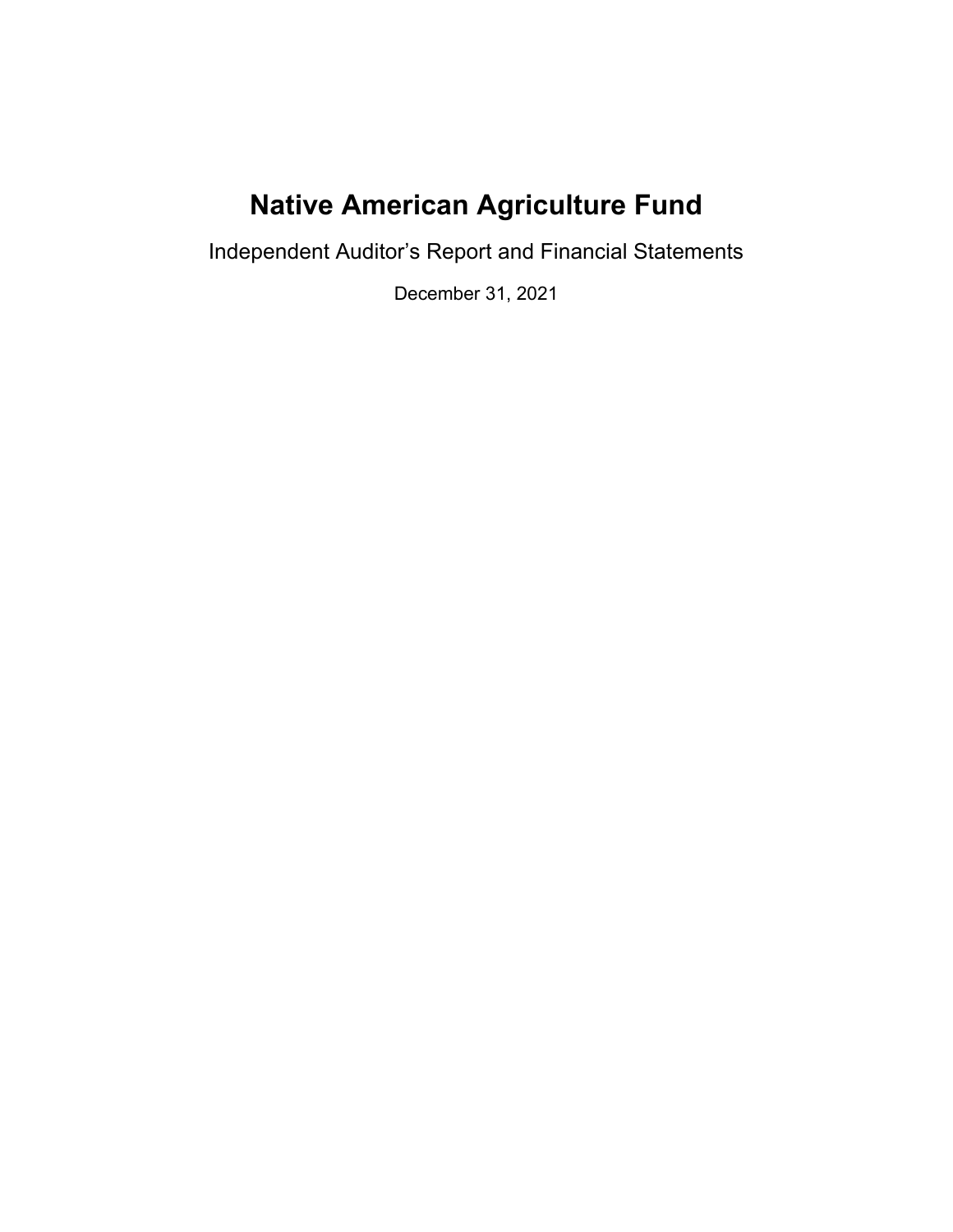# Native American Agriculture Fund

Independent Auditor's Report and Financial Statements

December 31, 2021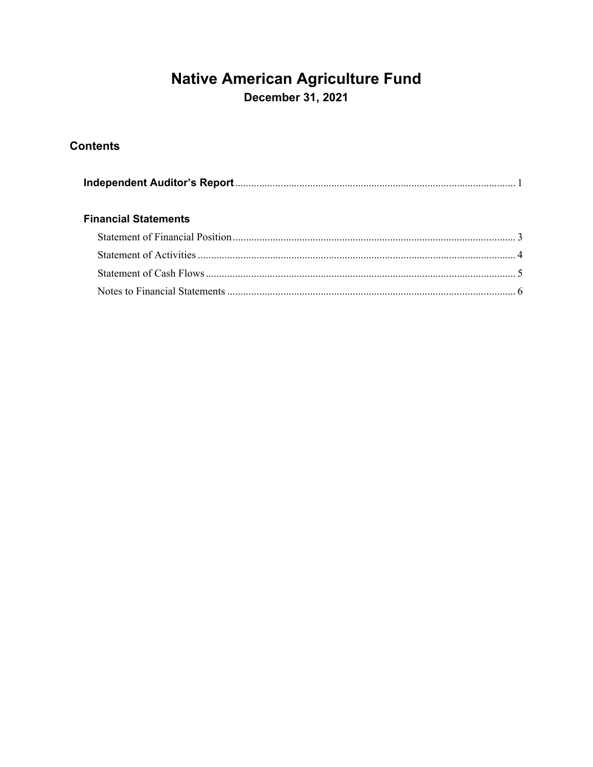# Native American Agriculture Fund

## December 31, 2021

## Contents

**Independent Auditor's Report** ........................................................................................................ 1

**Financial Statements**

Statement of Financial Position ......................................................................................................... 3

Statement of Activities ...................................................................................................................... 4

Statement of Cash Flows ................................................................................................................... 5

Notes to Financial Statements ........................................................................................................... 6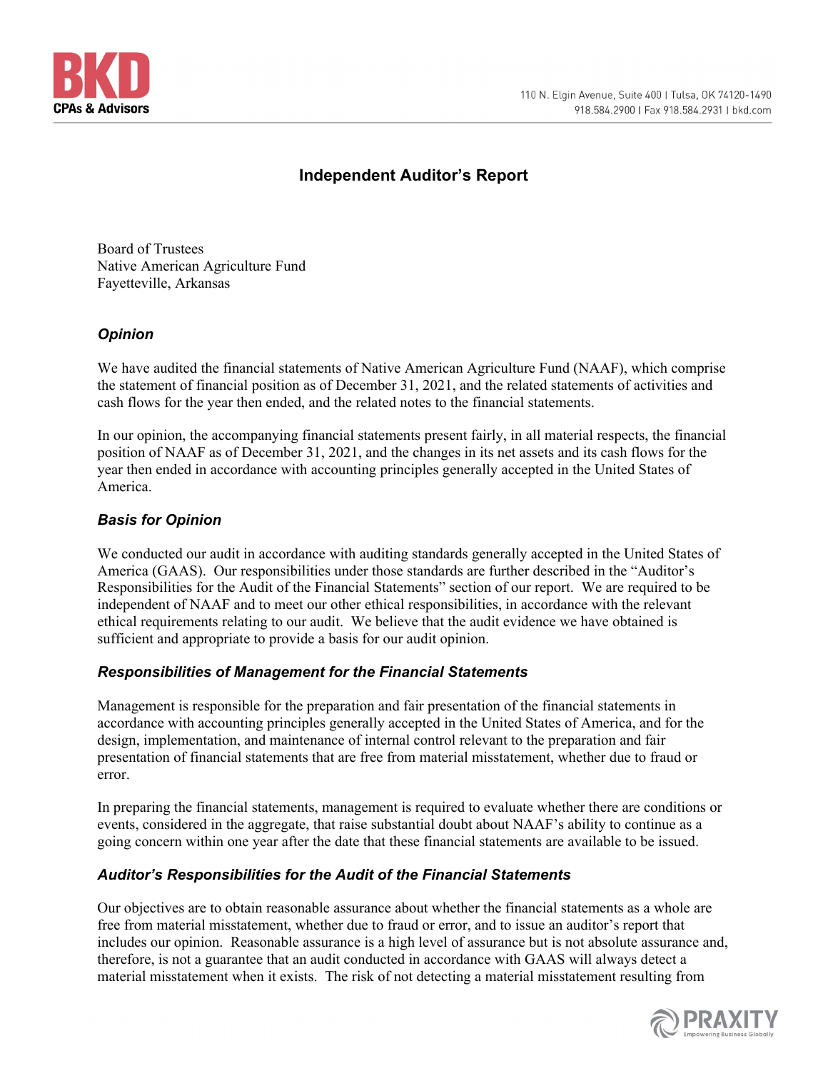# Independent Auditor's Report

Board of Trustees
Native American Agriculture Fund
Fayetteville, Arkansas

### *Opinion*

We have audited the financial statements of Native American Agriculture Fund (NAAF), which comprise the statement of financial position as of December 31, 2021, and the related statements of activities and cash flows for the year then ended, and the related notes to the financial statements.

In our opinion, the accompanying financial statements present fairly, in all material respects, the financial position of NAAF as of December 31, 2021, and the changes in its net assets and its cash flows for the year then ended in accordance with accounting principles generally accepted in the United States of America.

### *Basis for Opinion*

We conducted our audit in accordance with auditing standards generally accepted in the United States of America (GAAS). Our responsibilities under those standards are further described in the "Auditor's Responsibilities for the Audit of the Financial Statements" section of our report. We are required to be independent of NAAF and to meet our other ethical responsibilities, in accordance with the relevant ethical requirements relating to our audit. We believe that the audit evidence we have obtained is sufficient and appropriate to provide a basis for our audit opinion.

### *Responsibilities of Management for the Financial Statements*

Management is responsible for the preparation and fair presentation of the financial statements in accordance with accounting principles generally accepted in the United States of America, and for the design, implementation, and maintenance of internal control relevant to the preparation and fair presentation of financial statements that are free from material misstatement, whether due to fraud or error.

In preparing the financial statements, management is required to evaluate whether there are conditions or events, considered in the aggregate, that raise substantial doubt about NAAF's ability to continue as a going concern within one year after the date that these financial statements are available to be issued.

### *Auditor's Responsibilities for the Audit of the Financial Statements*

Our objectives are to obtain reasonable assurance about whether the financial statements as a whole are free from material misstatement, whether due to fraud or error, and to issue an auditor's report that includes our opinion. Reasonable assurance is a high level of assurance but is not absolute assurance and, therefore, is not a guarantee that an audit conducted in accordance with GAAS will always detect a material misstatement when it exists. The risk of not detecting a material misstatement resulting from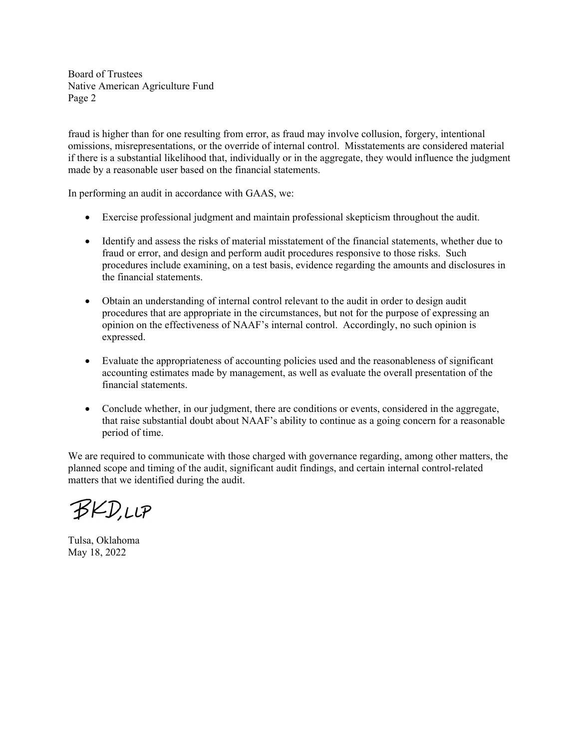fraud is higher than for one resulting from error, as fraud may involve collusion, forgery, intentional omissions, misrepresentations, or the override of internal control. Misstatements are considered material if there is a substantial likelihood that, individually or in the aggregate, they would influence the judgment made by a reasonable user based on the financial statements.

In performing an audit in accordance with GAAS, we:

- Exercise professional judgment and maintain professional skepticism throughout the audit.
- Identify and assess the risks of material misstatement of the financial statements, whether due to fraud or error, and design and perform audit procedures responsive to those risks. Such procedures include examining, on a test basis, evidence regarding the amounts and disclosures in the financial statements.
- Obtain an understanding of internal control relevant to the audit in order to design audit procedures that are appropriate in the circumstances, but not for the purpose of expressing an opinion on the effectiveness of NAAF's internal control. Accordingly, no such opinion is expressed.
- Evaluate the appropriateness of accounting policies used and the reasonableness of significant accounting estimates made by management, as well as evaluate the overall presentation of the financial statements.
- Conclude whether, in our judgment, there are conditions or events, considered in the aggregate, that raise substantial doubt about NAAF's ability to continue as a going concern for a reasonable period of time.

We are required to communicate with those charged with governance regarding, among other matters, the planned scope and timing of the audit, significant audit findings, and certain internal control-related matters that we identified during the audit.

BKD, LLP

Tulsa, Oklahoma
May 18, 2022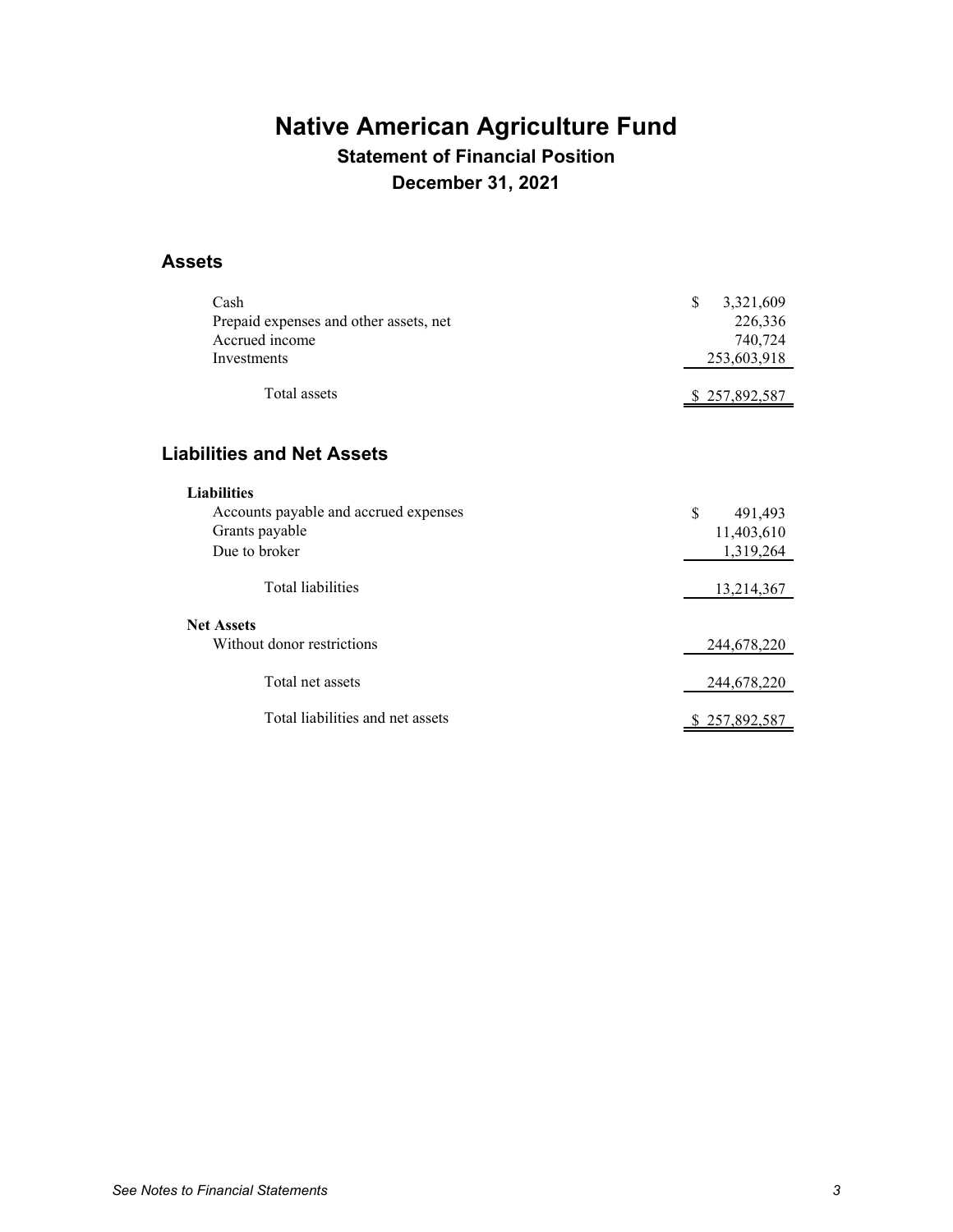# Native American Agriculture Fund

## Statement of Financial Position

## December 31, 2021

### Assets

| | |
|---|---|
| Cash | $ 3,321,609 |
| Prepaid expenses and other assets, net | 226,336 |
| Accrued income | 740,724 |
| Investments | 253,603,918 |
| Total assets | $ 257,892,587 |

### Liabilities and Net Assets

| | |
|---|---|
| **Liabilities** | |
| Accounts payable and accrued expenses | $ 491,493 |
| Grants payable | 11,403,610 |
| Due to broker | 1,319,264 |
| Total liabilities | 13,214,367 |
| **Net Assets** | |
| Without donor restrictions | 244,678,220 |
| Total net assets | 244,678,220 |
| Total liabilities and net assets | $ 257,892,587 |

*See Notes to Financial Statements*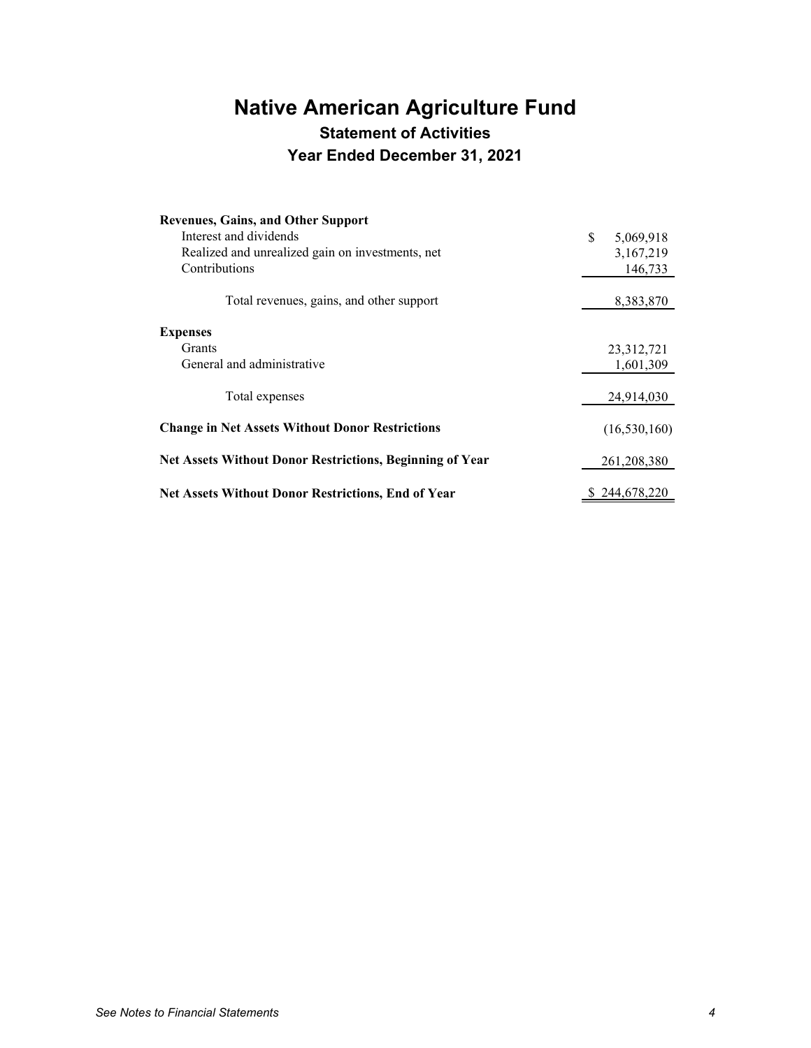# Native American Agriculture Fund

## Statement of Activities

## Year Ended December 31, 2021

| | |
|---|---|
| **Revenues, Gains, and Other Support** | |
| Interest and dividends | $ 5,069,918 |
| Realized and unrealized gain on investments, net | 3,167,219 |
| Contributions | 146,733 |
| Total revenues, gains, and other support | 8,383,870 |
| **Expenses** | |
| Grants | 23,312,721 |
| General and administrative | 1,601,309 |
| Total expenses | 24,914,030 |
| **Change in Net Assets Without Donor Restrictions** | (16,530,160) |
| **Net Assets Without Donor Restrictions, Beginning of Year** | 261,208,380 |
| **Net Assets Without Donor Restrictions, End of Year** | $ 244,678,220 |

*See Notes to Financial Statements*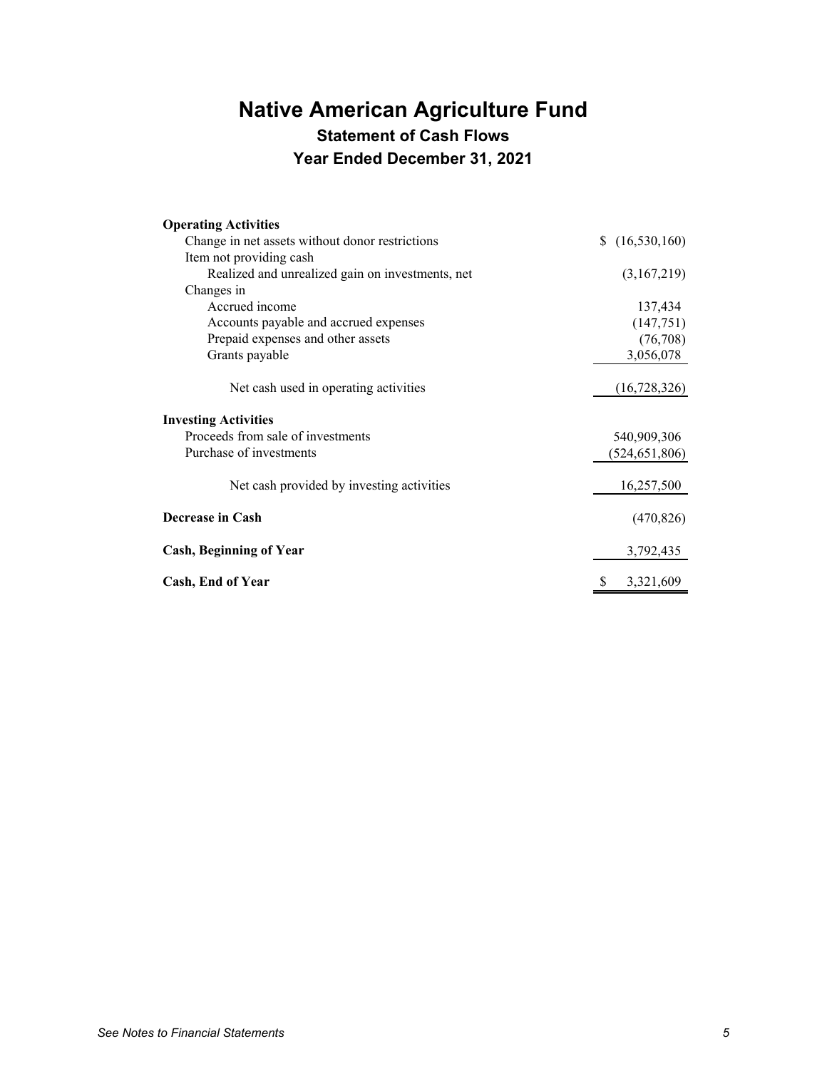# Native American Agriculture Fund

## Statement of Cash Flows

## Year Ended December 31, 2021

| | |
|---|---|
| **Operating Activities** | |
| Change in net assets without donor restrictions | $ (16,530,160) |
| Item not providing cash | |
| Realized and unrealized gain on investments, net | (3,167,219) |
| Changes in | |
| Accrued income | 137,434 |
| Accounts payable and accrued expenses | (147,751) |
| Prepaid expenses and other assets | (76,708) |
| Grants payable | 3,056,078 |
| Net cash used in operating activities | (16,728,326) |
| **Investing Activities** | |
| Proceeds from sale of investments | 540,909,306 |
| Purchase of investments | (524,651,806) |
| Net cash provided by investing activities | 16,257,500 |
| **Decrease in Cash** | (470,826) |
| **Cash, Beginning of Year** | 3,792,435 |
| **Cash, End of Year** | $ 3,321,609 |

*See Notes to Financial Statements*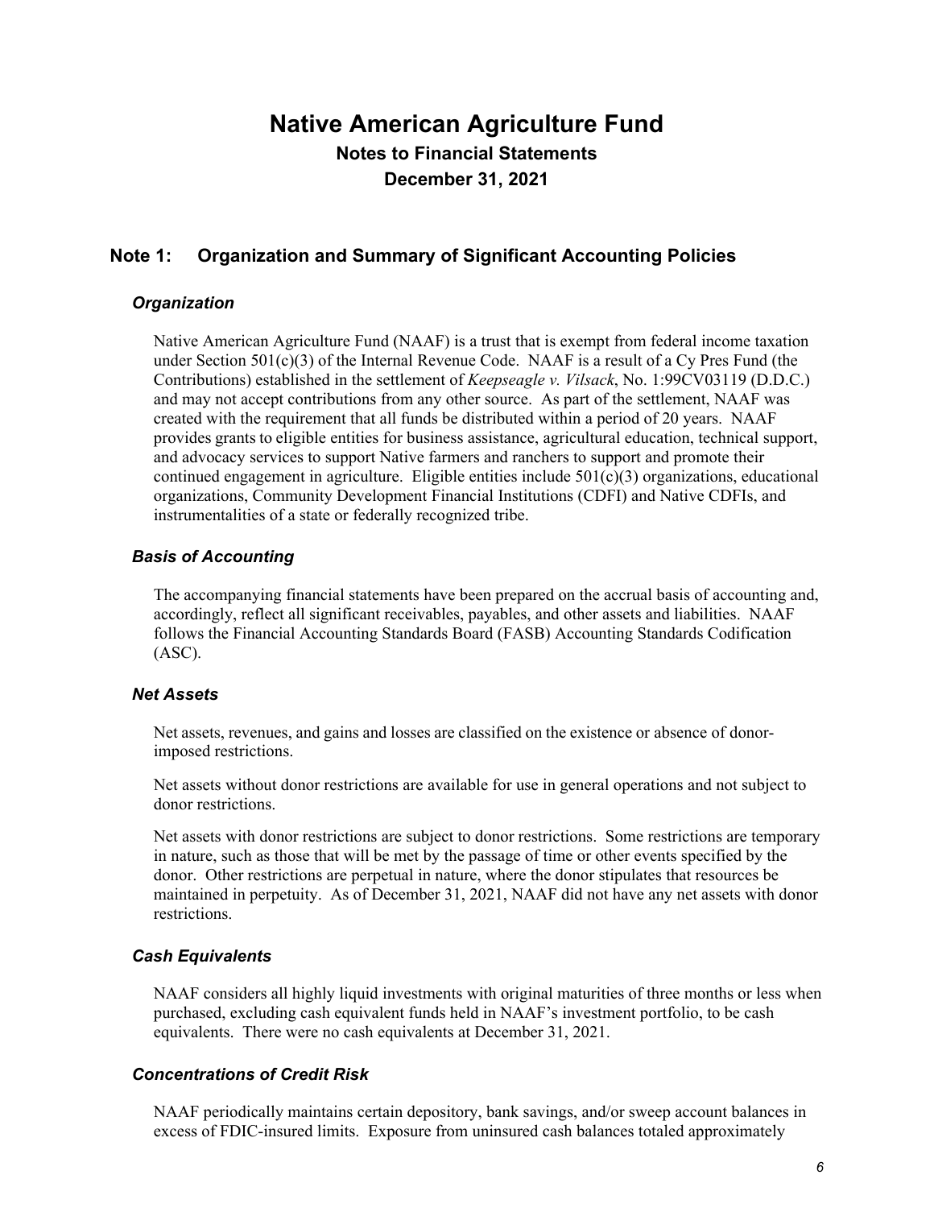# Native American Agriculture Fund

## Notes to Financial Statements

## December 31, 2021

## Note 1: Organization and Summary of Significant Accounting Policies

### *Organization*

Native American Agriculture Fund (NAAF) is a trust that is exempt from federal income taxation under Section 501(c)(3) of the Internal Revenue Code. NAAF is a result of a Cy Pres Fund (the Contributions) established in the settlement of *Keepseagle v. Vilsack*, No. 1:99CV03119 (D.D.C.) and may not accept contributions from any other source. As part of the settlement, NAAF was created with the requirement that all funds be distributed within a period of 20 years. NAAF provides grants to eligible entities for business assistance, agricultural education, technical support, and advocacy services to support Native farmers and ranchers to support and promote their continued engagement in agriculture. Eligible entities include 501(c)(3) organizations, educational organizations, Community Development Financial Institutions (CDFI) and Native CDFIs, and instrumentalities of a state or federally recognized tribe.

### *Basis of Accounting*

The accompanying financial statements have been prepared on the accrual basis of accounting and, accordingly, reflect all significant receivables, payables, and other assets and liabilities. NAAF follows the Financial Accounting Standards Board (FASB) Accounting Standards Codification (ASC).

### *Net Assets*

Net assets, revenues, and gains and losses are classified on the existence or absence of donor-imposed restrictions.

Net assets without donor restrictions are available for use in general operations and not subject to donor restrictions.

Net assets with donor restrictions are subject to donor restrictions. Some restrictions are temporary in nature, such as those that will be met by the passage of time or other events specified by the donor. Other restrictions are perpetual in nature, where the donor stipulates that resources be maintained in perpetuity. As of December 31, 2021, NAAF did not have any net assets with donor restrictions.

### *Cash Equivalents*

NAAF considers all highly liquid investments with original maturities of three months or less when purchased, excluding cash equivalent funds held in NAAF's investment portfolio, to be cash equivalents. There were no cash equivalents at December 31, 2021.

### *Concentrations of Credit Risk*

NAAF periodically maintains certain depository, bank savings, and/or sweep account balances in excess of FDIC-insured limits. Exposure from uninsured cash balances totaled approximately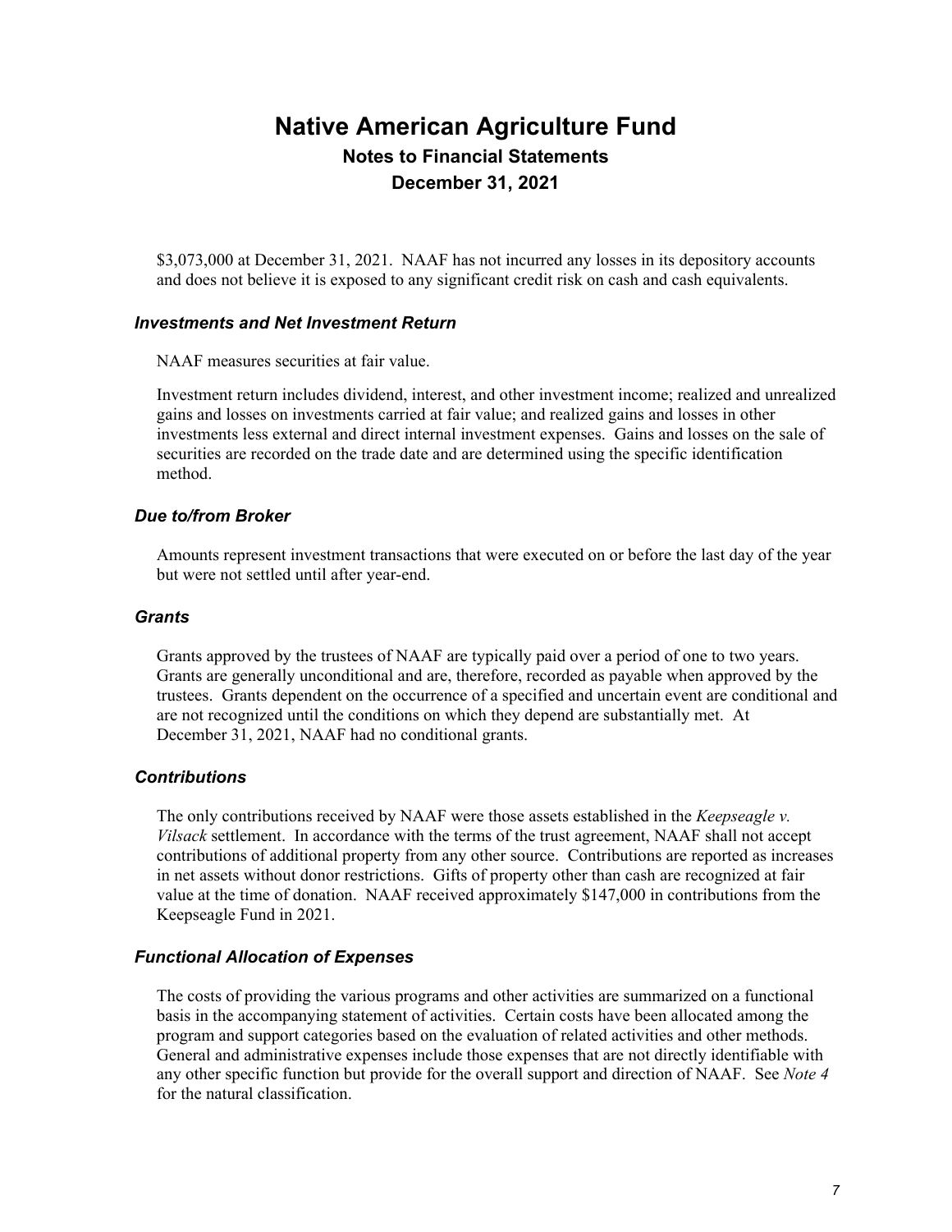$3,073,000 at December 31, 2021. NAAF has not incurred any losses in its depository accounts and does not believe it is exposed to any significant credit risk on cash and cash equivalents.

### *Investments and Net Investment Return*

NAAF measures securities at fair value.

Investment return includes dividend, interest, and other investment income; realized and unrealized gains and losses on investments carried at fair value; and realized gains and losses in other investments less external and direct internal investment expenses. Gains and losses on the sale of securities are recorded on the trade date and are determined using the specific identification method.

### *Due to/from Broker*

Amounts represent investment transactions that were executed on or before the last day of the year but were not settled until after year-end.

### *Grants*

Grants approved by the trustees of NAAF are typically paid over a period of one to two years. Grants are generally unconditional and are, therefore, recorded as payable when approved by the trustees. Grants dependent on the occurrence of a specified and uncertain event are conditional and are not recognized until the conditions on which they depend are substantially met. At December 31, 2021, NAAF had no conditional grants.

### *Contributions*

The only contributions received by NAAF were those assets established in the *Keepseagle v. Vilsack* settlement. In accordance with the terms of the trust agreement, NAAF shall not accept contributions of additional property from any other source. Contributions are reported as increases in net assets without donor restrictions. Gifts of property other than cash are recognized at fair value at the time of donation. NAAF received approximately $147,000 in contributions from the Keepseagle Fund in 2021.

### *Functional Allocation of Expenses*

The costs of providing the various programs and other activities are summarized on a functional basis in the accompanying statement of activities. Certain costs have been allocated among the program and support categories based on the evaluation of related activities and other methods. General and administrative expenses include those expenses that are not directly identifiable with any other specific function but provide for the overall support and direction of NAAF. See *Note 4* for the natural classification.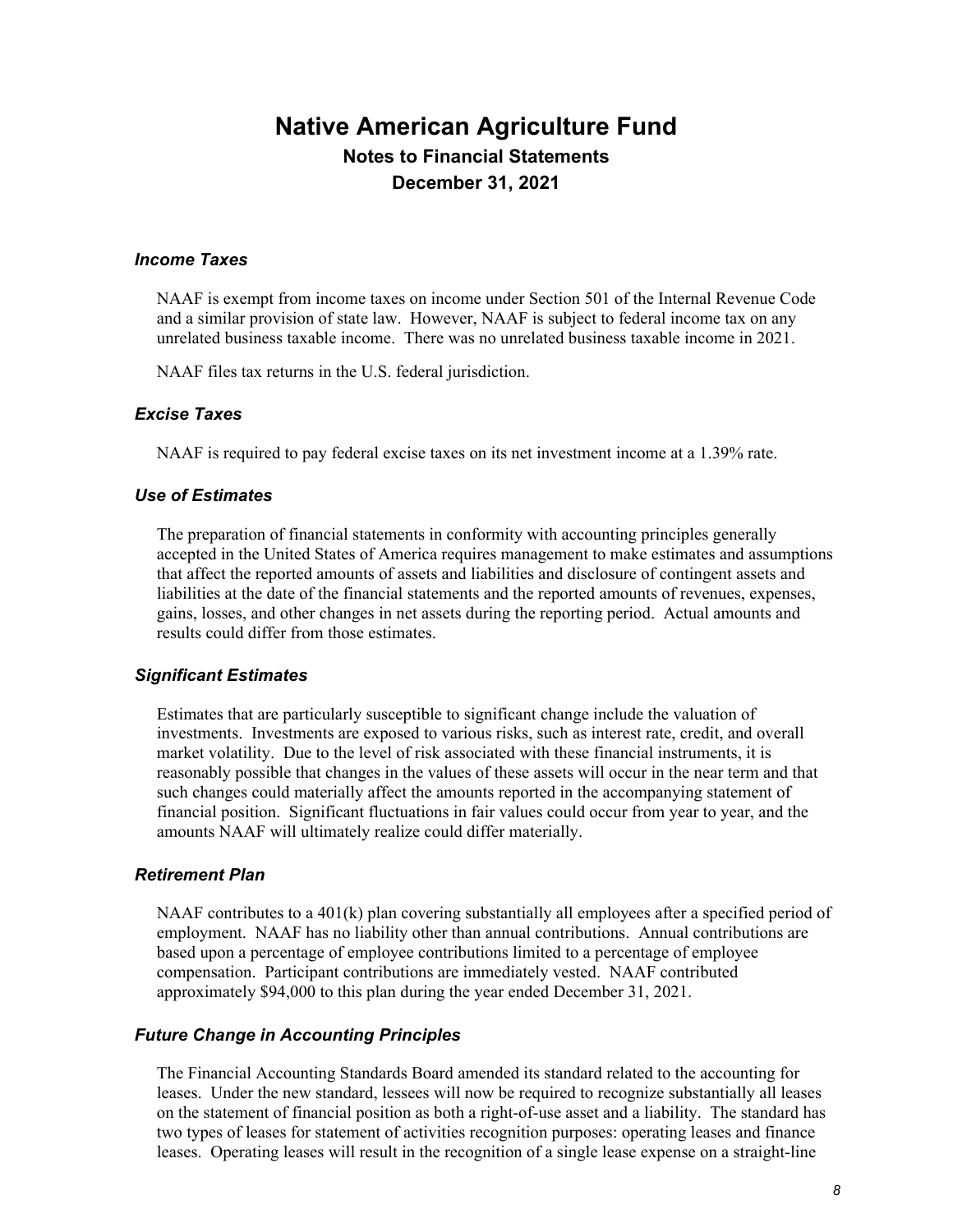# Native American Agriculture Fund

## Notes to Financial Statements

## December 31, 2021

### *Income Taxes*

NAAF is exempt from income taxes on income under Section 501 of the Internal Revenue Code and a similar provision of state law. However, NAAF is subject to federal income tax on any unrelated business taxable income. There was no unrelated business taxable income in 2021.

NAAF files tax returns in the U.S. federal jurisdiction.

### *Excise Taxes*

NAAF is required to pay federal excise taxes on its net investment income at a 1.39% rate.

### *Use of Estimates*

The preparation of financial statements in conformity with accounting principles generally accepted in the United States of America requires management to make estimates and assumptions that affect the reported amounts of assets and liabilities and disclosure of contingent assets and liabilities at the date of the financial statements and the reported amounts of revenues, expenses, gains, losses, and other changes in net assets during the reporting period. Actual amounts and results could differ from those estimates.

### *Significant Estimates*

Estimates that are particularly susceptible to significant change include the valuation of investments. Investments are exposed to various risks, such as interest rate, credit, and overall market volatility. Due to the level of risk associated with these financial instruments, it is reasonably possible that changes in the values of these assets will occur in the near term and that such changes could materially affect the amounts reported in the accompanying statement of financial position. Significant fluctuations in fair values could occur from year to year, and the amounts NAAF will ultimately realize could differ materially.

### *Retirement Plan*

NAAF contributes to a 401(k) plan covering substantially all employees after a specified period of employment. NAAF has no liability other than annual contributions. Annual contributions are based upon a percentage of employee contributions limited to a percentage of employee compensation. Participant contributions are immediately vested. NAAF contributed approximately $94,000 to this plan during the year ended December 31, 2021.

### *Future Change in Accounting Principles*

The Financial Accounting Standards Board amended its standard related to the accounting for leases. Under the new standard, lessees will now be required to recognize substantially all leases on the statement of financial position as both a right-of-use asset and a liability. The standard has two types of leases for statement of activities recognition purposes: operating leases and finance leases. Operating leases will result in the recognition of a single lease expense on a straight-line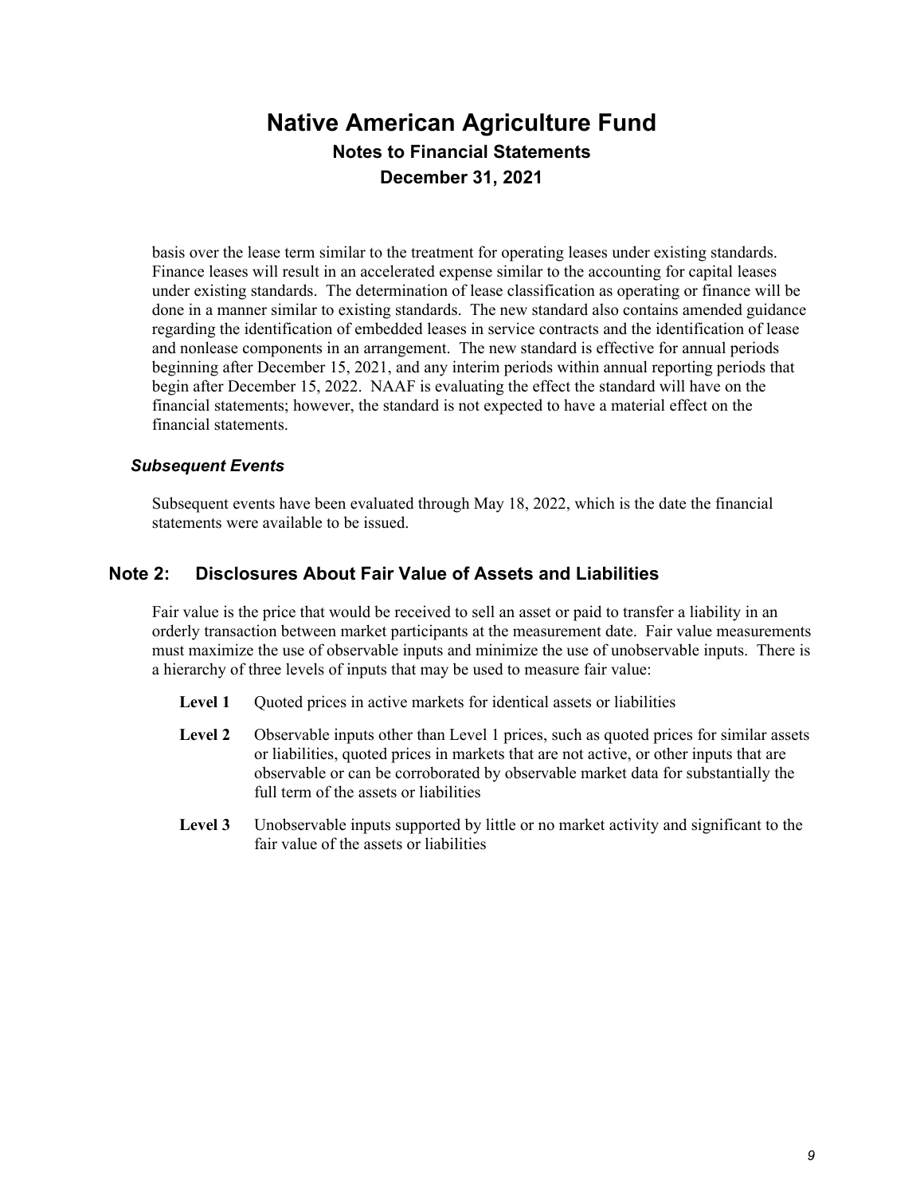basis over the lease term similar to the treatment for operating leases under existing standards. Finance leases will result in an accelerated expense similar to the accounting for capital leases under existing standards. The determination of lease classification as operating or finance will be done in a manner similar to existing standards. The new standard also contains amended guidance regarding the identification of embedded leases in service contracts and the identification of lease and nonlease components in an arrangement. The new standard is effective for annual periods beginning after December 15, 2021, and any interim periods within annual reporting periods that begin after December 15, 2022. NAAF is evaluating the effect the standard will have on the financial statements; however, the standard is not expected to have a material effect on the financial statements.

### *Subsequent Events*

Subsequent events have been evaluated through May 18, 2022, which is the date the financial statements were available to be issued.

## Note 2: Disclosures About Fair Value of Assets and Liabilities

Fair value is the price that would be received to sell an asset or paid to transfer a liability in an orderly transaction between market participants at the measurement date. Fair value measurements must maximize the use of observable inputs and minimize the use of unobservable inputs. There is a hierarchy of three levels of inputs that may be used to measure fair value:

**Level 1** Quoted prices in active markets for identical assets or liabilities

**Level 2** Observable inputs other than Level 1 prices, such as quoted prices for similar assets or liabilities, quoted prices in markets that are not active, or other inputs that are observable or can be corroborated by observable market data for substantially the full term of the assets or liabilities

**Level 3** Unobservable inputs supported by little or no market activity and significant to the fair value of the assets or liabilities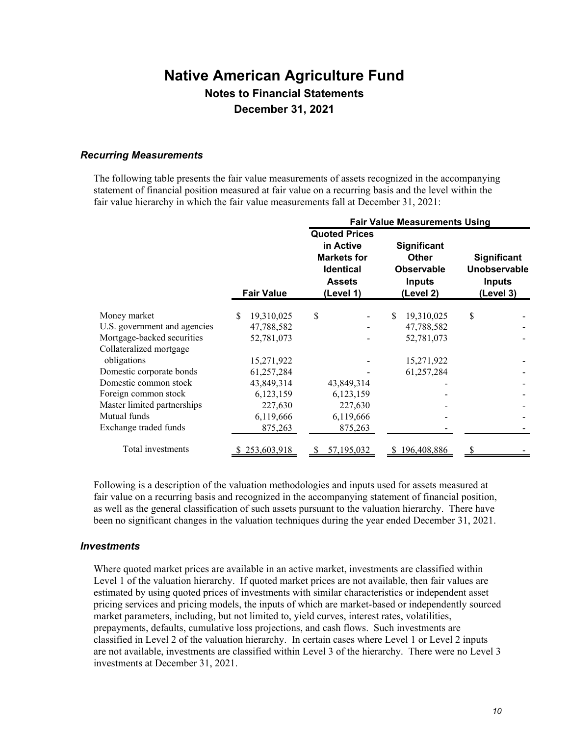# Native American Agriculture Fund

## Notes to Financial Statements

## December 31, 2021

### *Recurring Measurements*

The following table presents the fair value measurements of assets recognized in the accompanying statement of financial position measured at fair value on a recurring basis and the level within the fair value hierarchy in which the fair value measurements fall at December 31, 2021:

| | | Fair Value Measurements Using | | |
|---|---|---|---|---|
| | **Fair Value** | **Quoted Prices in Active Markets for Identical Assets (Level 1)** | **Significant Other Observable Inputs (Level 2)** | **Significant Unobservable Inputs (Level 3)** |
| Money market | $ 19,310,025 | $ - | $ 19,310,025 | $ - |
| U.S. government and agencies | 47,788,582 | - | 47,788,582 | - |
| Mortgage-backed securities | 52,781,073 | - | 52,781,073 | - |
| Collateralized mortgage obligations | 15,271,922 | - | 15,271,922 | - |
| Domestic corporate bonds | 61,257,284 | - | 61,257,284 | - |
| Domestic common stock | 43,849,314 | 43,849,314 | - | - |
| Foreign common stock | 6,123,159 | 6,123,159 | - | - |
| Master limited partnerships | 227,630 | 227,630 | - | - |
| Mutual funds | 6,119,666 | 6,119,666 | - | - |
| Exchange traded funds | 875,263 | 875,263 | - | - |
| Total investments | $ 253,603,918 | $ 57,195,032 | $ 196,408,886 | $ - |

Following is a description of the valuation methodologies and inputs used for assets measured at fair value on a recurring basis and recognized in the accompanying statement of financial position, as well as the general classification of such assets pursuant to the valuation hierarchy. There have been no significant changes in the valuation techniques during the year ended December 31, 2021.

### *Investments*

Where quoted market prices are available in an active market, investments are classified within Level 1 of the valuation hierarchy. If quoted market prices are not available, then fair values are estimated by using quoted prices of investments with similar characteristics or independent asset pricing services and pricing models, the inputs of which are market-based or independently sourced market parameters, including, but not limited to, yield curves, interest rates, volatilities, prepayments, defaults, cumulative loss projections, and cash flows. Such investments are classified in Level 2 of the valuation hierarchy. In certain cases where Level 1 or Level 2 inputs are not available, investments are classified within Level 3 of the hierarchy. There were no Level 3 investments at December 31, 2021.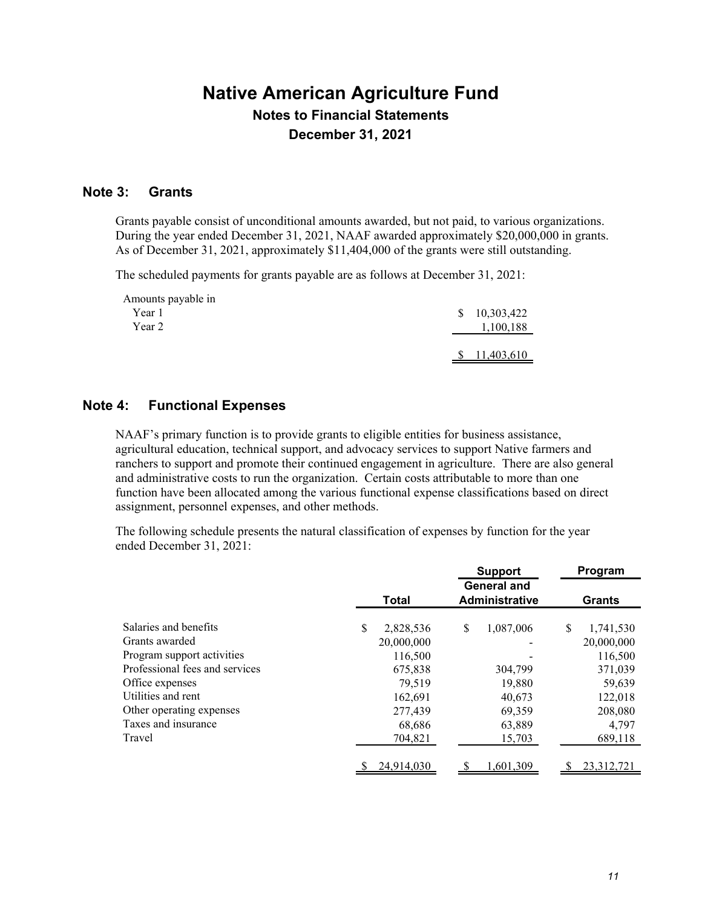# Native American Agriculture Fund

## Notes to Financial Statements

## December 31, 2021

### Note 3: Grants

Grants payable consist of unconditional amounts awarded, but not paid, to various organizations. During the year ended December 31, 2021, NAAF awarded approximately $20,000,000 in grants. As of December 31, 2021, approximately $11,404,000 of the grants were still outstanding.

The scheduled payments for grants payable are as follows at December 31, 2021:

| | |
|---|---|
| Amounts payable in | |
| Year 1 | $ 10,303,422 |
| Year 2 | 1,100,188 |
| | $ 11,403,610 |

### Note 4: Functional Expenses

NAAF's primary function is to provide grants to eligible entities for business assistance, agricultural education, technical support, and advocacy services to support Native farmers and ranchers to support and promote their continued engagement in agriculture. There are also general and administrative costs to run the organization. Certain costs attributable to more than one function have been allocated among the various functional expense classifications based on direct assignment, personnel expenses, and other methods.

The following schedule presents the natural classification of expenses by function for the year ended December 31, 2021:

| | | Support | Program |
|---|---|---|---|
| | Total | General and Administrative | Grants |
| Salaries and benefits | $ 2,828,536 | $ 1,087,006 | $ 1,741,530 |
| Grants awarded | 20,000,000 | - | 20,000,000 |
| Program support activities | 116,500 | - | 116,500 |
| Professional fees and services | 675,838 | 304,799 | 371,039 |
| Office expenses | 79,519 | 19,880 | 59,639 |
| Utilities and rent | 162,691 | 40,673 | 122,018 |
| Other operating expenses | 277,439 | 69,359 | 208,080 |
| Taxes and insurance | 68,686 | 63,889 | 4,797 |
| Travel | 704,821 | 15,703 | 689,118 |
| | $ 24,914,030 | $ 1,601,309 | $ 23,312,721 |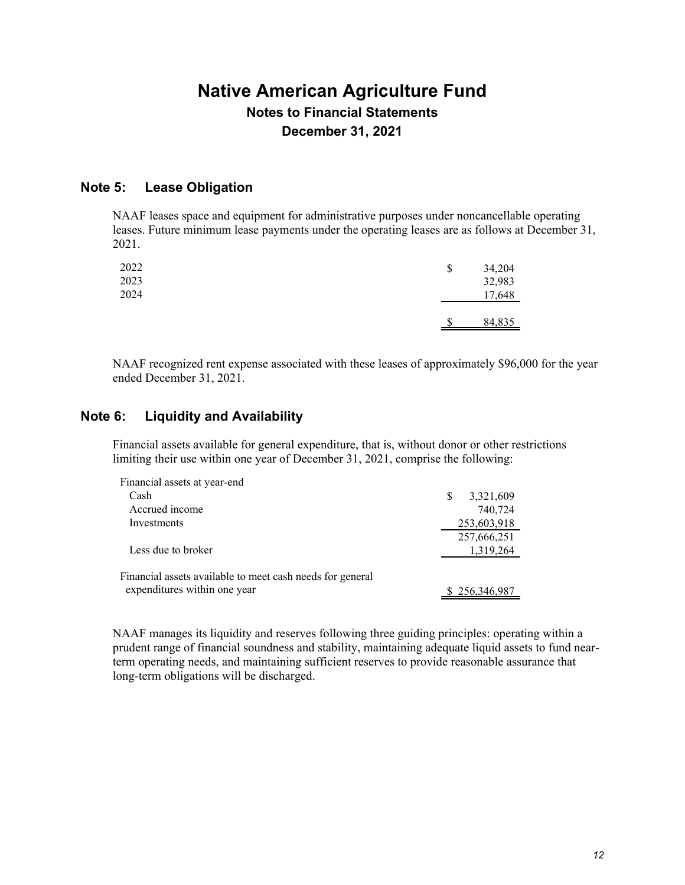# Native American Agriculture Fund

## Notes to Financial Statements

## December 31, 2021

### Note 5: Lease Obligation

NAAF leases space and equipment for administrative purposes under noncancellable operating leases. Future minimum lease payments under the operating leases are as follows at December 31, 2021.

| | |
|---|---|
| 2022 | $ 34,204 |
| 2023 | 32,983 |
| 2024 | 17,648 |
| | $ 84,835 |

NAAF recognized rent expense associated with these leases of approximately $96,000 for the year ended December 31, 2021.

### Note 6: Liquidity and Availability

Financial assets available for general expenditure, that is, without donor or other restrictions limiting their use within one year of December 31, 2021, comprise the following:

| | |
|---|---|
| Financial assets at year-end | |
| Cash | $ 3,321,609 |
| Accrued income | 740,724 |
| Investments | 253,603,918 |
| | 257,666,251 |
| Less due to broker | 1,319,264 |
| Financial assets available to meet cash needs for general expenditures within one year | $ 256,346,987 |

NAAF manages its liquidity and reserves following three guiding principles: operating within a prudent range of financial soundness and stability, maintaining adequate liquid assets to fund near-term operating needs, and maintaining sufficient reserves to provide reasonable assurance that long-term obligations will be discharged.